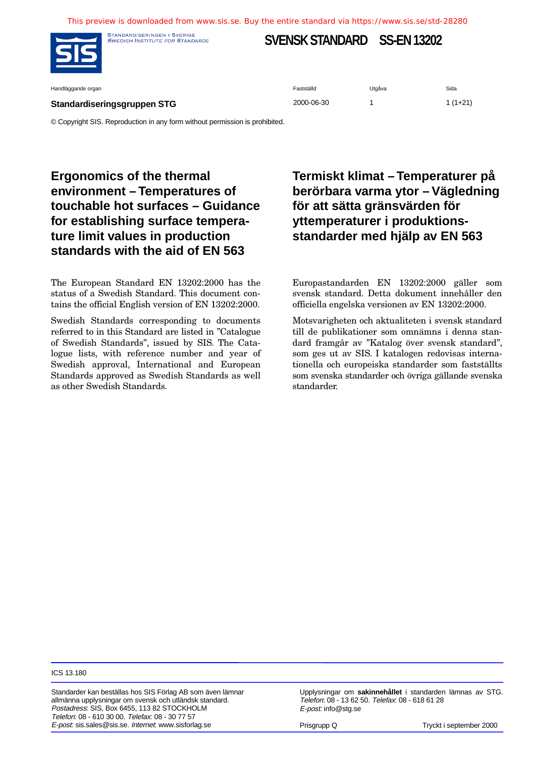This preview is downloaded from www.sis.se. Buy the entire standard via https://www.sis.se/std-28280

STANDARDISERINGEN I SVERIGE
SWEDISH INSTITUTE FOR STANDARDS

# SVENSK STANDARD SS-EN 13202

| Handläggande organ | Fastställd | Utgåva | Sida |
|---|---|---|---|
| **Standardiseringsgruppen STG** | 2000-06-30 | 1 | 1 (1+21) |

© Copyright SIS. Reproduction in any form without permission is prohibited.

## Ergonomics of the thermal environment – Temperatures of touchable hot surfaces – Guidance for establishing surface temperature limit values in production standards with the aid of EN 563

The European Standard EN 13202:2000 has the status of a Swedish Standard. This document contains the official English version of EN 13202:2000.

Swedish Standards corresponding to documents referred to in this Standard are listed in "Catalogue of Swedish Standards", issued by SIS. The Catalogue lists, with reference number and year of Swedish approval, International and European Standards approved as Swedish Standards as well as other Swedish Standards.

## Termiskt klimat – Temperaturer på berörbara varma ytor – Vägledning för att sätta gränsvärden för yttemperaturer i produktionsstandarder med hjälp av EN 563

Europastandarden EN 13202:2000 gäller som svensk standard. Detta dokument innehåller den officiella engelska versionen av EN 13202:2000.

Motsvarigheten och aktualiteten i svensk standard till de publikationer som omnämns i denna standard framgår av "Katalog över svensk standard", som ges ut av SIS. I katalogen redovisas internationella och europeiska standarder som fastställts som svenska standarder och övriga gällande svenska standarder.

ICS 13.180

Standarder kan beställas hos SIS Förlag AB som även lämnar allmänna upplysningar om svensk och utländsk standard.
*Postadress*: SIS, Box 6455, 113 82 STOCKHOLM
*Telefon*: 08 - 610 30 00. *Telefax*: 08 - 30 77 57
*E-post*: sis.sales@sis.se. *Internet*: www.sisforlag.se

Upplysningar om **sakinnehållet** i standarden lämnas av STG.
*Telefon*: 08 - 13 62 50. *Telefax*: 08 - 618 61 28
*E-post*: info@stg.se

Prisgrupp Q

Tryckt i september 2000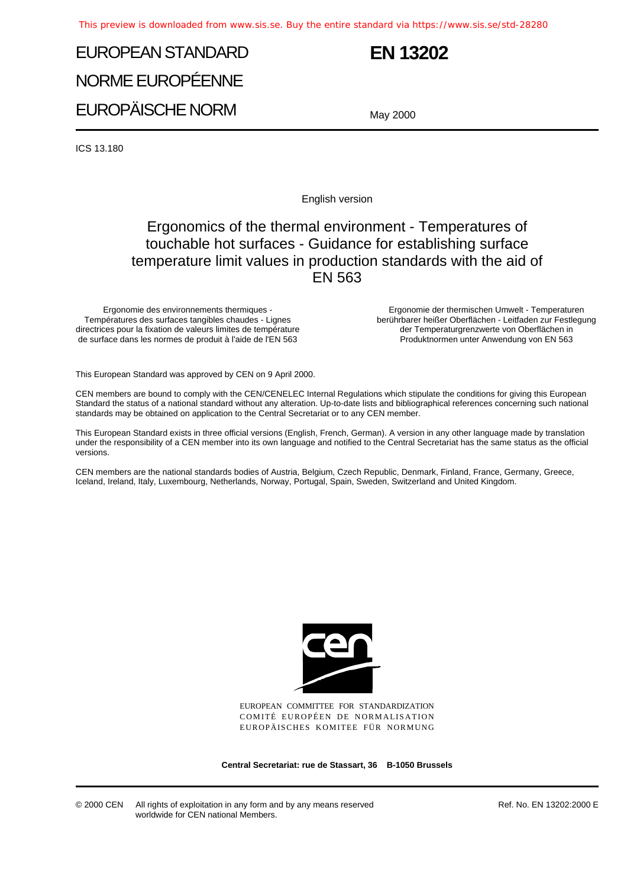# EUROPEAN STANDARD
# NORME EUROPÉENNE
# EUROPÄISCHE NORM

# EN 13202

May 2000

ICS 13.180

English version

## Ergonomics of the thermal environment - Temperatures of touchable hot surfaces - Guidance for establishing surface temperature limit values in production standards with the aid of EN 563

Ergonomie des environnements thermiques - Températures des surfaces tangibles chaudes - Lignes directrices pour la fixation de valeurs limites de température de surface dans les normes de produit à l'aide de l'EN 563

Ergonomie der thermischen Umwelt - Temperaturen berührbarer heißer Oberflächen - Leitfaden zur Festlegung der Temperaturgrenzwerte von Oberflächen in Produktnormen unter Anwendung von EN 563

This European Standard was approved by CEN on 9 April 2000.

CEN members are bound to comply with the CEN/CENELEC Internal Regulations which stipulate the conditions for giving this European Standard the status of a national standard without any alteration. Up-to-date lists and bibliographical references concerning such national standards may be obtained on application to the Central Secretariat or to any CEN member.

This European Standard exists in three official versions (English, French, German). A version in any other language made by translation under the responsibility of a CEN member into its own language and notified to the Central Secretariat has the same status as the official versions.

CEN members are the national standards bodies of Austria, Belgium, Czech Republic, Denmark, Finland, France, Germany, Greece, Iceland, Ireland, Italy, Luxembourg, Netherlands, Norway, Portugal, Spain, Sweden, Switzerland and United Kingdom.

EUROPEAN COMMITTEE FOR STANDARDIZATION
COMITÉ EUROPÉEN DE NORMALISATION
EUROPÄISCHES KOMITEE FÜR NORMUNG

**Central Secretariat: rue de Stassart, 36 B-1050 Brussels**

© 2000 CEN All rights of exploitation in any form and by any means reserved worldwide for CEN national Members.

Ref. No. EN 13202:2000 E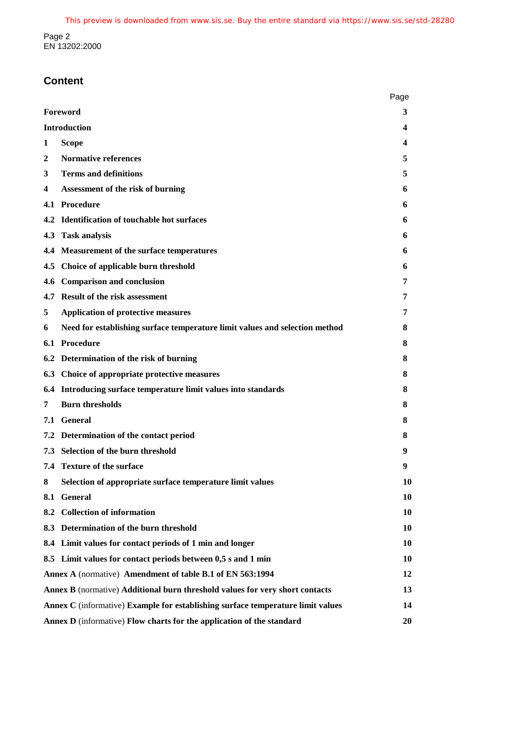## Content

| | Page |
|---|---|
| **Foreword** | **3** |
| **Introduction** | **4** |
| **1 Scope** | **4** |
| **2 Normative references** | **5** |
| **3 Terms and definitions** | **5** |
| **4 Assessment of the risk of burning** | **6** |
| **4.1 Procedure** | **6** |
| **4.2 Identification of touchable hot surfaces** | **6** |
| **4.3 Task analysis** | **6** |
| **4.4 Measurement of the surface temperatures** | **6** |
| **4.5 Choice of applicable burn threshold** | **6** |
| **4.6 Comparison and conclusion** | **7** |
| **4.7 Result of the risk assessment** | **7** |
| **5 Application of protective measures** | **7** |
| **6 Need for establishing surface temperature limit values and selection method** | **8** |
| **6.1 Procedure** | **8** |
| **6.2 Determination of the risk of burning** | **8** |
| **6.3 Choice of appropriate protective measures** | **8** |
| **6.4 Introducing surface temperature limit values into standards** | **8** |
| **7 Burn thresholds** | **8** |
| **7.1 General** | **8** |
| **7.2 Determination of the contact period** | **8** |
| **7.3 Selection of the burn threshold** | **9** |
| **7.4 Texture of the surface** | **9** |
| **8 Selection of appropriate surface temperature limit values** | **10** |
| **8.1 General** | **10** |
| **8.2 Collection of information** | **10** |
| **8.3 Determination of the burn threshold** | **10** |
| **8.4 Limit values for contact periods of 1 min and longer** | **10** |
| **8.5 Limit values for contact periods between 0,5 s and 1 min** | **10** |
| **Annex A** (normative) **Amendment of table B.1 of EN 563:1994** | **12** |
| **Annex B** (normative) **Additional burn threshold values for very short contacts** | **13** |
| **Annex C** (informative) **Example for establishing surface temperature limit values** | **14** |
| **Annex D** (informative) **Flow charts for the application of the standard** | **20** |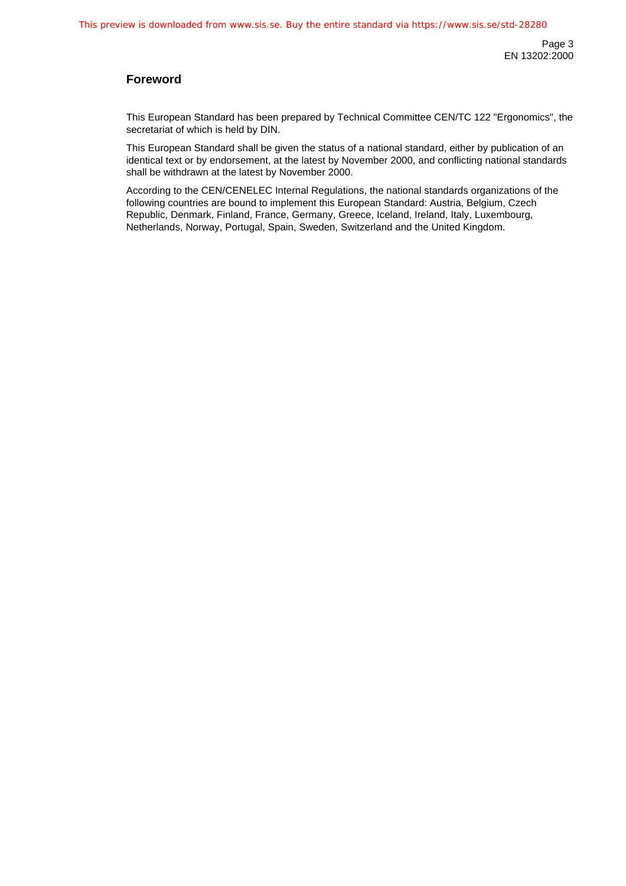## Foreword

This European Standard has been prepared by Technical Committee CEN/TC 122 "Ergonomics", the secretariat of which is held by DIN.

This European Standard shall be given the status of a national standard, either by publication of an identical text or by endorsement, at the latest by November 2000, and conflicting national standards shall be withdrawn at the latest by November 2000.

According to the CEN/CENELEC Internal Regulations, the national standards organizations of the following countries are bound to implement this European Standard: Austria, Belgium, Czech Republic, Denmark, Finland, France, Germany, Greece, Iceland, Ireland, Italy, Luxembourg, Netherlands, Norway, Portugal, Spain, Sweden, Switzerland and the United Kingdom.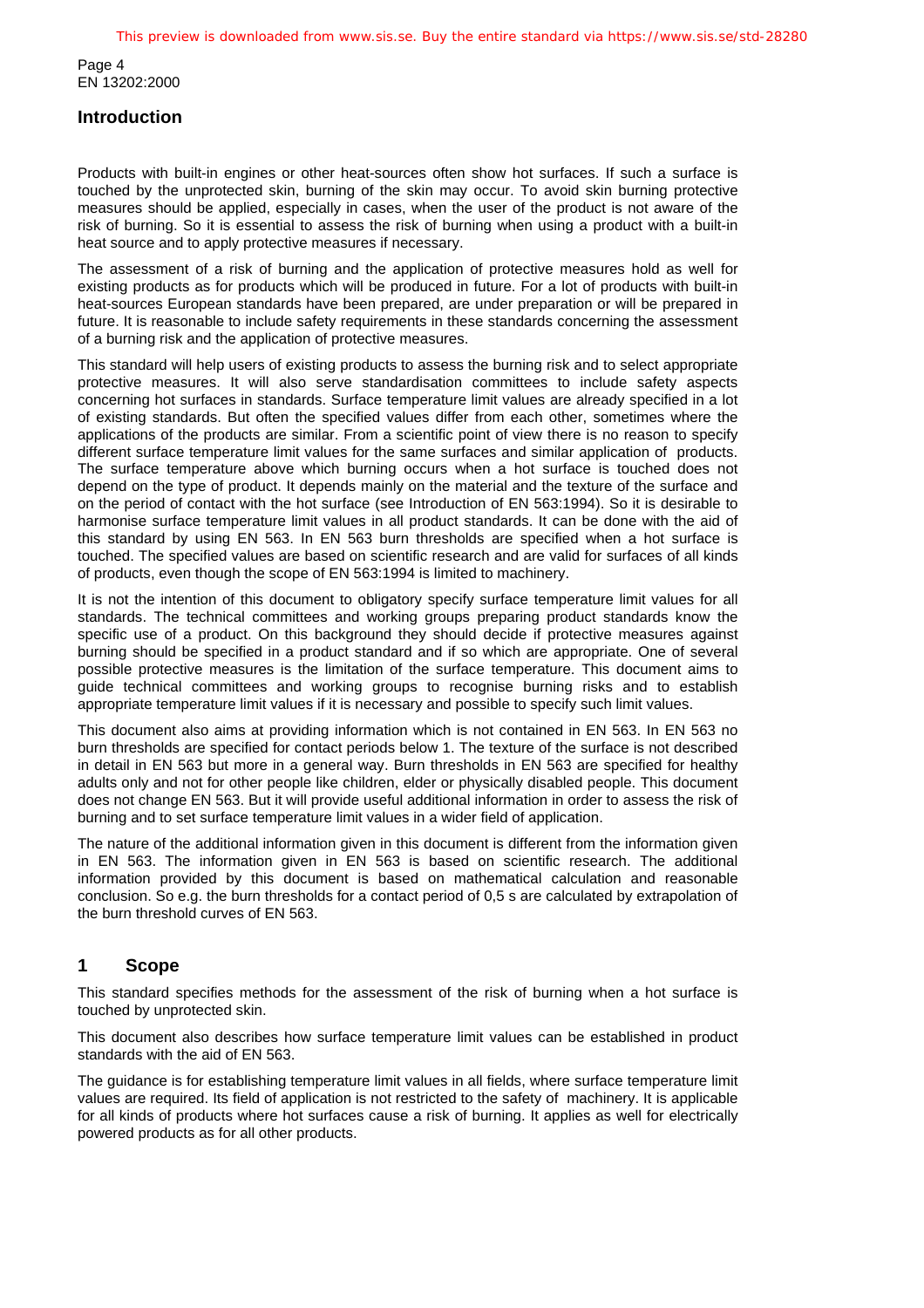## Introduction

Products with built-in engines or other heat-sources often show hot surfaces. If such a surface is touched by the unprotected skin, burning of the skin may occur. To avoid skin burning protective measures should be applied, especially in cases, when the user of the product is not aware of the risk of burning. So it is essential to assess the risk of burning when using a product with a built-in heat source and to apply protective measures if necessary.

The assessment of a risk of burning and the application of protective measures hold as well for existing products as for products which will be produced in future. For a lot of products with built-in heat-sources European standards have been prepared, are under preparation or will be prepared in future. It is reasonable to include safety requirements in these standards concerning the assessment of a burning risk and the application of protective measures.

This standard will help users of existing products to assess the burning risk and to select appropriate protective measures. It will also serve standardisation committees to include safety aspects concerning hot surfaces in standards. Surface temperature limit values are already specified in a lot of existing standards. But often the specified values differ from each other, sometimes where the applications of the products are similar. From a scientific point of view there is no reason to specify different surface temperature limit values for the same surfaces and similar application of products. The surface temperature above which burning occurs when a hot surface is touched does not depend on the type of product. It depends mainly on the material and the texture of the surface and on the period of contact with the hot surface (see Introduction of EN 563:1994). So it is desirable to harmonise surface temperature limit values in all product standards. It can be done with the aid of this standard by using EN 563. In EN 563 burn thresholds are specified when a hot surface is touched. The specified values are based on scientific research and are valid for surfaces of all kinds of products, even though the scope of EN 563:1994 is limited to machinery.

It is not the intention of this document to obligatory specify surface temperature limit values for all standards. The technical committees and working groups preparing product standards know the specific use of a product. On this background they should decide if protective measures against burning should be specified in a product standard and if so which are appropriate. One of several possible protective measures is the limitation of the surface temperature. This document aims to guide technical committees and working groups to recognise burning risks and to establish appropriate temperature limit values if it is necessary and possible to specify such limit values.

This document also aims at providing information which is not contained in EN 563. In EN 563 no burn thresholds are specified for contact periods below 1. The texture of the surface is not described in detail in EN 563 but more in a general way. Burn thresholds in EN 563 are specified for healthy adults only and not for other people like children, elder or physically disabled people. This document does not change EN 563. But it will provide useful additional information in order to assess the risk of burning and to set surface temperature limit values in a wider field of application.

The nature of the additional information given in this document is different from the information given in EN 563. The information given in EN 563 is based on scientific research. The additional information provided by this document is based on mathematical calculation and reasonable conclusion. So e.g. the burn thresholds for a contact period of 0,5 s are calculated by extrapolation of the burn threshold curves of EN 563.

## 1 Scope

This standard specifies methods for the assessment of the risk of burning when a hot surface is touched by unprotected skin.

This document also describes how surface temperature limit values can be established in product standards with the aid of EN 563.

The guidance is for establishing temperature limit values in all fields, where surface temperature limit values are required. Its field of application is not restricted to the safety of machinery. It is applicable for all kinds of products where hot surfaces cause a risk of burning. It applies as well for electrically powered products as for all other products.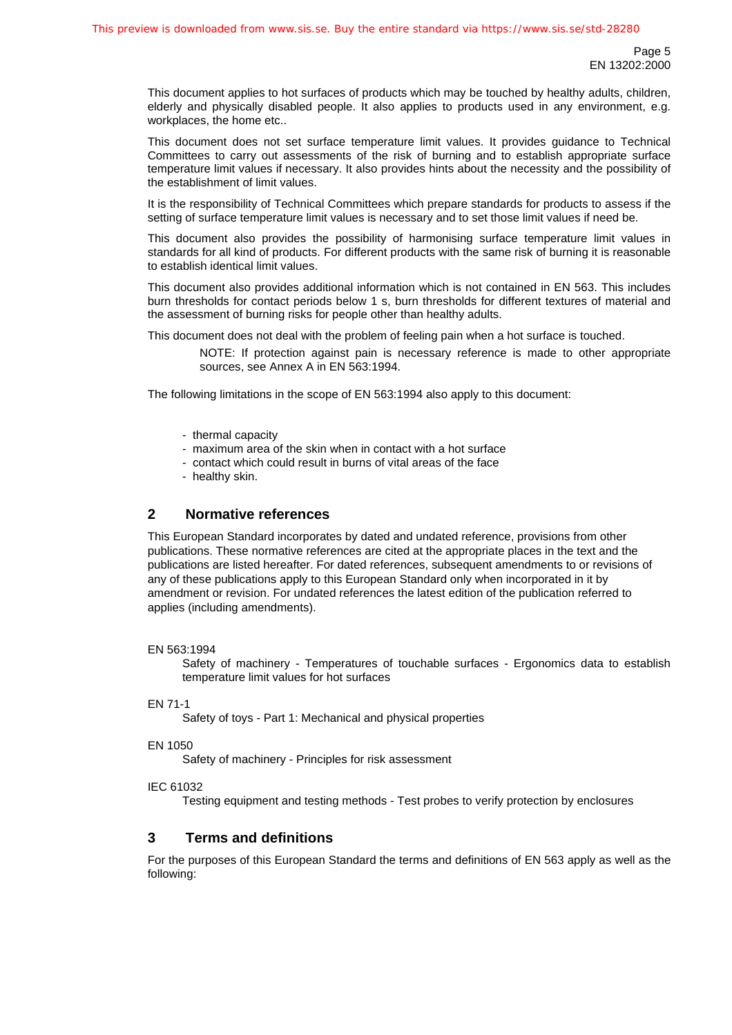This document applies to hot surfaces of products which may be touched by healthy adults, children, elderly and physically disabled people. It also applies to products used in any environment, e.g. workplaces, the home etc..

This document does not set surface temperature limit values. It provides guidance to Technical Committees to carry out assessments of the risk of burning and to establish appropriate surface temperature limit values if necessary. It also provides hints about the necessity and the possibility of the establishment of limit values.

It is the responsibility of Technical Committees which prepare standards for products to assess if the setting of surface temperature limit values is necessary and to set those limit values if need be.

This document also provides the possibility of harmonising surface temperature limit values in standards for all kind of products. For different products with the same risk of burning it is reasonable to establish identical limit values.

This document also provides additional information which is not contained in EN 563. This includes burn thresholds for contact periods below 1 s, burn thresholds for different textures of material and the assessment of burning risks for people other than healthy adults.

This document does not deal with the problem of feeling pain when a hot surface is touched.

> NOTE: If protection against pain is necessary reference is made to other appropriate sources, see Annex A in EN 563:1994.

The following limitations in the scope of EN 563:1994 also apply to this document:

- thermal capacity
- maximum area of the skin when in contact with a hot surface
- contact which could result in burns of vital areas of the face
- healthy skin.

## 2 Normative references

This European Standard incorporates by dated and undated reference, provisions from other publications. These normative references are cited at the appropriate places in the text and the publications are listed hereafter. For dated references, subsequent amendments to or revisions of any of these publications apply to this European Standard only when incorporated in it by amendment or revision. For undated references the latest edition of the publication referred to applies (including amendments).

EN 563:1994
: Safety of machinery - Temperatures of touchable surfaces - Ergonomics data to establish temperature limit values for hot surfaces

EN 71-1
: Safety of toys - Part 1: Mechanical and physical properties

EN 1050
: Safety of machinery - Principles for risk assessment

IEC 61032
: Testing equipment and testing methods - Test probes to verify protection by enclosures

## 3 Terms and definitions

For the purposes of this European Standard the terms and definitions of EN 563 apply as well as the following: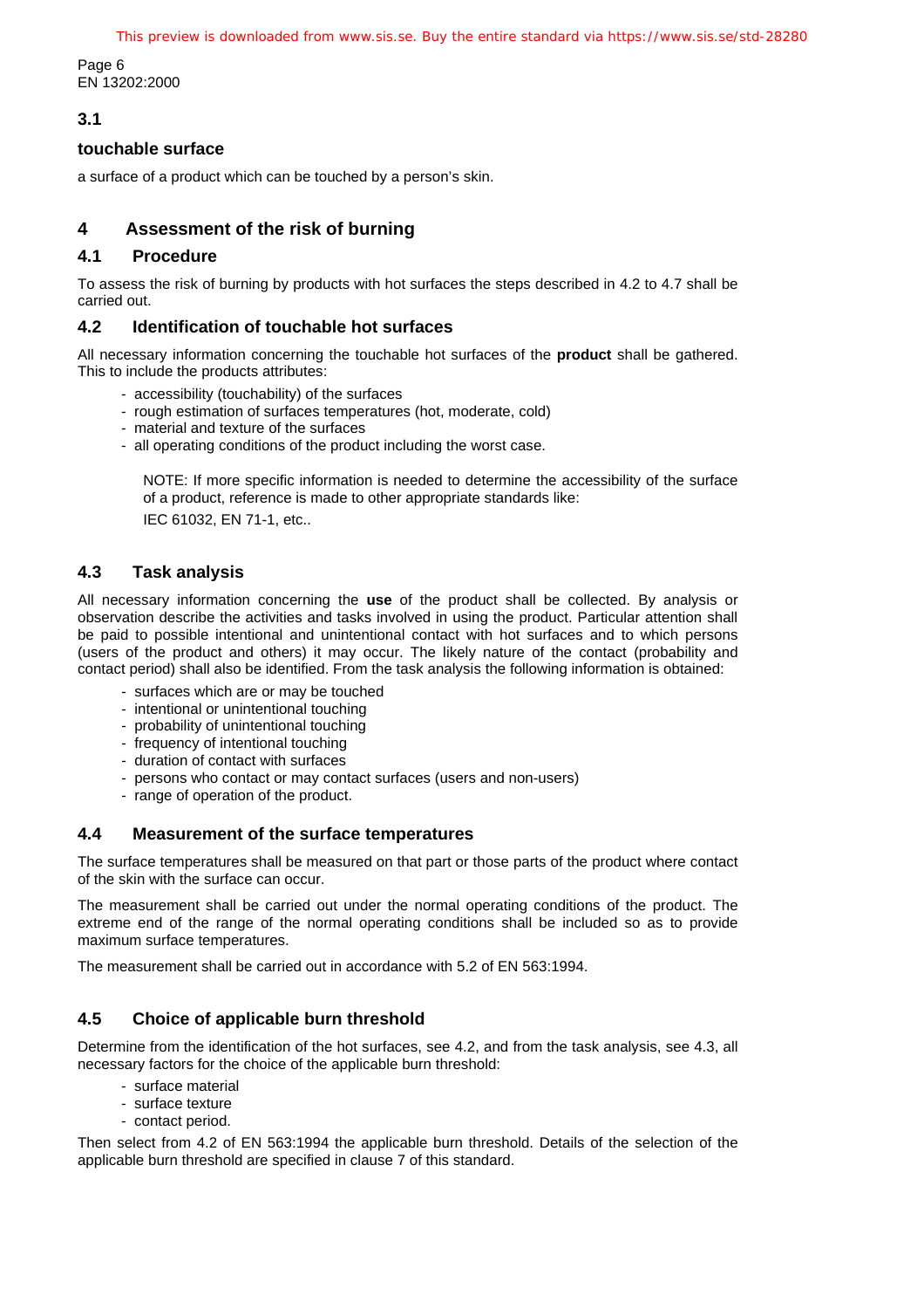### 3.1

**touchable surface**

a surface of a product which can be touched by a person's skin.

## 4 Assessment of the risk of burning

### 4.1 Procedure

To assess the risk of burning by products with hot surfaces the steps described in 4.2 to 4.7 shall be carried out.

### 4.2 Identification of touchable hot surfaces

All necessary information concerning the touchable hot surfaces of the **product** shall be gathered. This to include the products attributes:

- accessibility (touchability) of the surfaces
- rough estimation of surfaces temperatures (hot, moderate, cold)
- material and texture of the surfaces
- all operating conditions of the product including the worst case.

NOTE: If more specific information is needed to determine the accessibility of the surface of a product, reference is made to other appropriate standards like:

IEC 61032, EN 71-1, etc..

### 4.3 Task analysis

All necessary information concerning the **use** of the product shall be collected. By analysis or observation describe the activities and tasks involved in using the product. Particular attention shall be paid to possible intentional and unintentional contact with hot surfaces and to which persons (users of the product and others) it may occur. The likely nature of the contact (probability and contact period) shall also be identified. From the task analysis the following information is obtained:

- surfaces which are or may be touched
- intentional or unintentional touching
- probability of unintentional touching
- frequency of intentional touching
- duration of contact with surfaces
- persons who contact or may contact surfaces (users and non-users)
- range of operation of the product.

### 4.4 Measurement of the surface temperatures

The surface temperatures shall be measured on that part or those parts of the product where contact of the skin with the surface can occur.

The measurement shall be carried out under the normal operating conditions of the product. The extreme end of the range of the normal operating conditions shall be included so as to provide maximum surface temperatures.

The measurement shall be carried out in accordance with 5.2 of EN 563:1994.

### 4.5 Choice of applicable burn threshold

Determine from the identification of the hot surfaces, see 4.2, and from the task analysis, see 4.3, all necessary factors for the choice of the applicable burn threshold:

- surface material
- surface texture
- contact period.

Then select from 4.2 of EN 563:1994 the applicable burn threshold. Details of the selection of the applicable burn threshold are specified in clause 7 of this standard.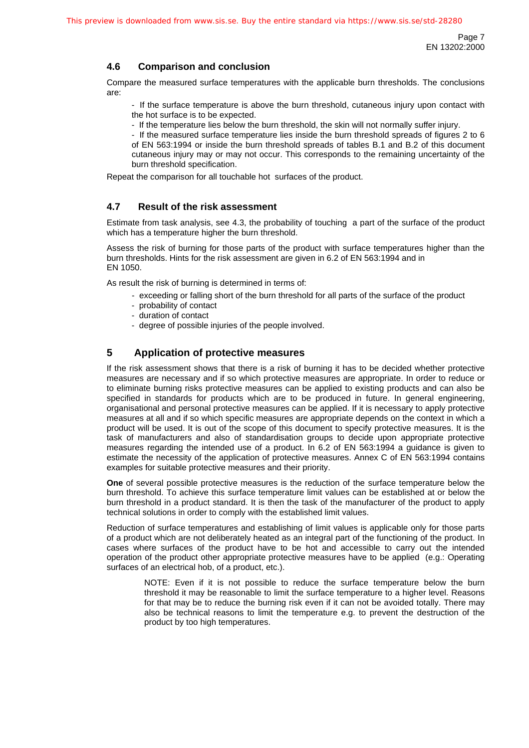## 4.6 Comparison and conclusion

Compare the measured surface temperatures with the applicable burn thresholds. The conclusions are:

- If the surface temperature is above the burn threshold, cutaneous injury upon contact with the hot surface is to be expected.
- If the temperature lies below the burn threshold, the skin will not normally suffer injury.
- If the measured surface temperature lies inside the burn threshold spreads of figures 2 to 6 of EN 563:1994 or inside the burn threshold spreads of tables B.1 and B.2 of this document cutaneous injury may or may not occur. This corresponds to the remaining uncertainty of the burn threshold specification.

Repeat the comparison for all touchable hot surfaces of the product.

## 4.7 Result of the risk assessment

Estimate from task analysis, see 4.3, the probability of touching a part of the surface of the product which has a temperature higher the burn threshold.

Assess the risk of burning for those parts of the product with surface temperatures higher than the burn thresholds. Hints for the risk assessment are given in 6.2 of EN 563:1994 and in EN 1050.

As result the risk of burning is determined in terms of:

- exceeding or falling short of the burn threshold for all parts of the surface of the product
- probability of contact
- duration of contact
- degree of possible injuries of the people involved.

# 5 Application of protective measures

If the risk assessment shows that there is a risk of burning it has to be decided whether protective measures are necessary and if so which protective measures are appropriate. In order to reduce or to eliminate burning risks protective measures can be applied to existing products and can also be specified in standards for products which are to be produced in future. In general engineering, organisational and personal protective measures can be applied. If it is necessary to apply protective measures at all and if so which specific measures are appropriate depends on the context in which a product will be used. It is out of the scope of this document to specify protective measures. It is the task of manufacturers and also of standardisation groups to decide upon appropriate protective measures regarding the intended use of a product. In 6.2 of EN 563:1994 a guidance is given to estimate the necessity of the application of protective measures. Annex C of EN 563:1994 contains examples for suitable protective measures and their priority.

**One** of several possible protective measures is the reduction of the surface temperature below the burn threshold. To achieve this surface temperature limit values can be established at or below the burn threshold in a product standard. It is then the task of the manufacturer of the product to apply technical solutions in order to comply with the established limit values.

Reduction of surface temperatures and establishing of limit values is applicable only for those parts of a product which are not deliberately heated as an integral part of the functioning of the product. In cases where surfaces of the product have to be hot and accessible to carry out the intended operation of the product other appropriate protective measures have to be applied (e.g.: Operating surfaces of an electrical hob, of a product, etc.).

> NOTE: Even if it is not possible to reduce the surface temperature below the burn threshold it may be reasonable to limit the surface temperature to a higher level. Reasons for that may be to reduce the burning risk even if it can not be avoided totally. There may also be technical reasons to limit the temperature e.g. to prevent the destruction of the product by too high temperatures.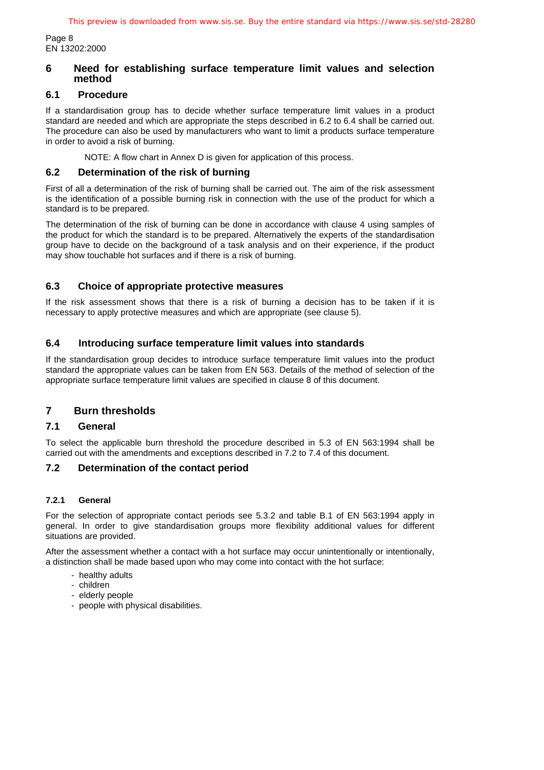## 6 Need for establishing surface temperature limit values and selection method

### 6.1 Procedure

If a standardisation group has to decide whether surface temperature limit values in a product standard are needed and which are appropriate the steps described in 6.2 to 6.4 shall be carried out. The procedure can also be used by manufacturers who want to limit a products surface temperature in order to avoid a risk of burning.

NOTE: A flow chart in Annex D is given for application of this process.

### 6.2 Determination of the risk of burning

First of all a determination of the risk of burning shall be carried out. The aim of the risk assessment is the identification of a possible burning risk in connection with the use of the product for which a standard is to be prepared.

The determination of the risk of burning can be done in accordance with clause 4 using samples of the product for which the standard is to be prepared. Alternatively the experts of the standardisation group have to decide on the background of a task analysis and on their experience, if the product may show touchable hot surfaces and if there is a risk of burning.

### 6.3 Choice of appropriate protective measures

If the risk assessment shows that there is a risk of burning a decision has to be taken if it is necessary to apply protective measures and which are appropriate (see clause 5).

### 6.4 Introducing surface temperature limit values into standards

If the standardisation group decides to introduce surface temperature limit values into the product standard the appropriate values can be taken from EN 563. Details of the method of selection of the appropriate surface temperature limit values are specified in clause 8 of this document.

## 7 Burn thresholds

### 7.1 General

To select the applicable burn threshold the procedure described in 5.3 of EN 563:1994 shall be carried out with the amendments and exceptions described in 7.2 to 7.4 of this document.

### 7.2 Determination of the contact period

#### 7.2.1 General

For the selection of appropriate contact periods see 5.3.2 and table B.1 of EN 563:1994 apply in general. In order to give standardisation groups more flexibility additional values for different situations are provided.

After the assessment whether a contact with a hot surface may occur unintentionally or intentionally, a distinction shall be made based upon who may come into contact with the hot surface:

- healthy adults
- children
- elderly people
- people with physical disabilities.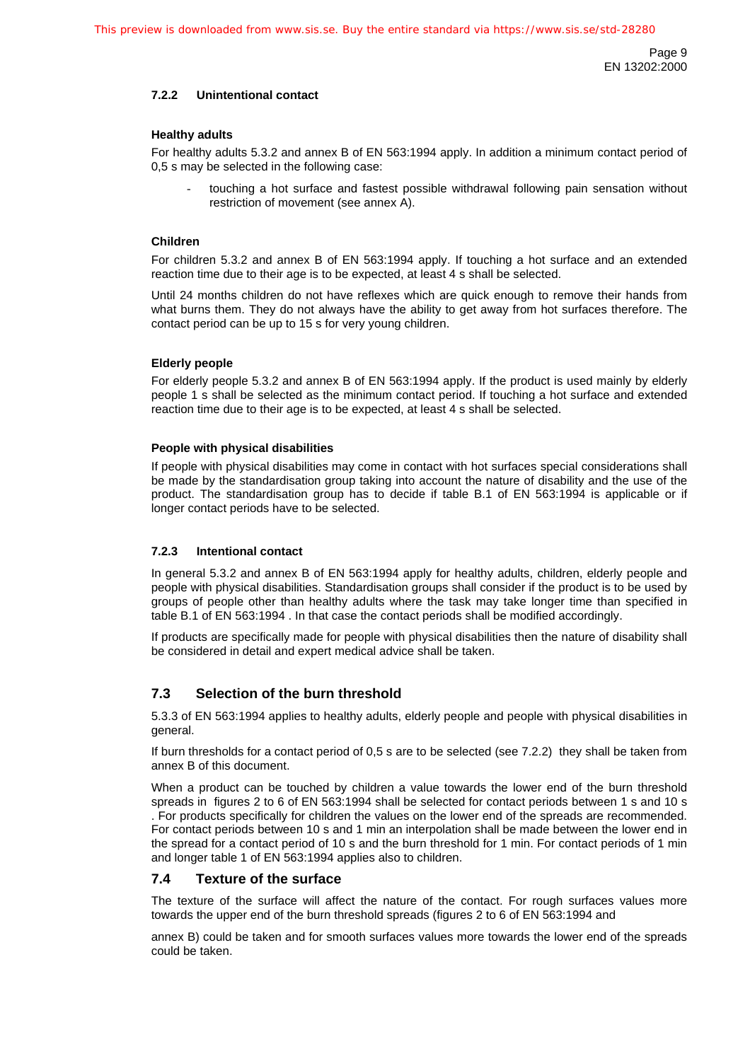### 7.2.2 Unintentional contact

**Healthy adults**

For healthy adults 5.3.2 and annex B of EN 563:1994 apply. In addition a minimum contact period of 0,5 s may be selected in the following case:

- touching a hot surface and fastest possible withdrawal following pain sensation without restriction of movement (see annex A).

**Children**

For children 5.3.2 and annex B of EN 563:1994 apply. If touching a hot surface and an extended reaction time due to their age is to be expected, at least 4 s shall be selected.

Until 24 months children do not have reflexes which are quick enough to remove their hands from what burns them. They do not always have the ability to get away from hot surfaces therefore. The contact period can be up to 15 s for very young children.

**Elderly people**

For elderly people 5.3.2 and annex B of EN 563:1994 apply. If the product is used mainly by elderly people 1 s shall be selected as the minimum contact period. If touching a hot surface and extended reaction time due to their age is to be expected, at least 4 s shall be selected.

**People with physical disabilities**

If people with physical disabilities may come in contact with hot surfaces special considerations shall be made by the standardisation group taking into account the nature of disability and the use of the product. The standardisation group has to decide if table B.1 of EN 563:1994 is applicable or if longer contact periods have to be selected.

### 7.2.3 Intentional contact

In general 5.3.2 and annex B of EN 563:1994 apply for healthy adults, children, elderly people and people with physical disabilities. Standardisation groups shall consider if the product is to be used by groups of people other than healthy adults where the task may take longer time than specified in table B.1 of EN 563:1994 . In that case the contact periods shall be modified accordingly.

If products are specifically made for people with physical disabilities then the nature of disability shall be considered in detail and expert medical advice shall be taken.

## 7.3 Selection of the burn threshold

5.3.3 of EN 563:1994 applies to healthy adults, elderly people and people with physical disabilities in general.

If burn thresholds for a contact period of 0,5 s are to be selected (see 7.2.2) they shall be taken from annex B of this document.

When a product can be touched by children a value towards the lower end of the burn threshold spreads in figures 2 to 6 of EN 563:1994 shall be selected for contact periods between 1 s and 10 s . For products specifically for children the values on the lower end of the spreads are recommended. For contact periods between 10 s and 1 min an interpolation shall be made between the lower end in the spread for a contact period of 10 s and the burn threshold for 1 min. For contact periods of 1 min and longer table 1 of EN 563:1994 applies also to children.

## 7.4 Texture of the surface

The texture of the surface will affect the nature of the contact. For rough surfaces values more towards the upper end of the burn threshold spreads (figures 2 to 6 of EN 563:1994 and annex B) could be taken and for smooth surfaces values more towards the lower end of the spreads could be taken.